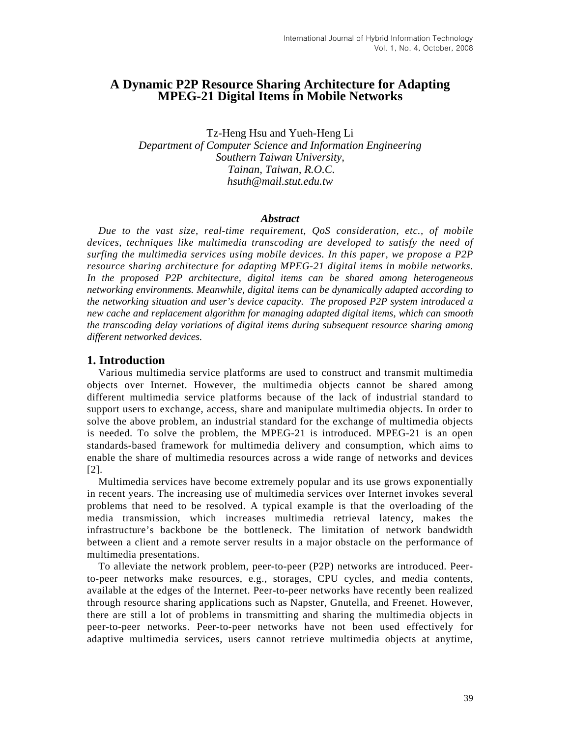# A Dynamic P2P Resource Sharing Architecture for Adapting MPEG-21 Digital Items in Mobile Networks

Tz-Heng Hsu and Yueh-Heng Li

*Department of Computer Science and Information Engineering*
*Southern Taiwan University,*
*Tainan, Taiwan, R.O.C.*
*hsuth@mail.stut.edu.tw*

### *Abstract*

*Due to the vast size, real-time requirement, QoS consideration, etc., of mobile devices, techniques like multimedia transcoding are developed to satisfy the need of surfing the multimedia services using mobile devices. In this paper, we propose a P2P resource sharing architecture for adapting MPEG-21 digital items in mobile networks. In the proposed P2P architecture, digital items can be shared among heterogeneous networking environments. Meanwhile, digital items can be dynamically adapted according to the networking situation and user's device capacity. The proposed P2P system introduced a new cache and replacement algorithm for managing adapted digital items, which can smooth the transcoding delay variations of digital items during subsequent resource sharing among different networked devices.*

## 1. Introduction

Various multimedia service platforms are used to construct and transmit multimedia objects over Internet. However, the multimedia objects cannot be shared among different multimedia service platforms because of the lack of industrial standard to support users to exchange, access, share and manipulate multimedia objects. In order to solve the above problem, an industrial standard for the exchange of multimedia objects is needed. To solve the problem, the MPEG-21 is introduced. MPEG-21 is an open standards-based framework for multimedia delivery and consumption, which aims to enable the share of multimedia resources across a wide range of networks and devices [2].

Multimedia services have become extremely popular and its use grows exponentially in recent years. The increasing use of multimedia services over Internet invokes several problems that need to be resolved. A typical example is that the overloading of the media transmission, which increases multimedia retrieval latency, makes the infrastructure's backbone be the bottleneck. The limitation of network bandwidth between a client and a remote server results in a major obstacle on the performance of multimedia presentations.

To alleviate the network problem, peer-to-peer (P2P) networks are introduced. Peer-to-peer networks make resources, e.g., storages, CPU cycles, and media contents, available at the edges of the Internet. Peer-to-peer networks have recently been realized through resource sharing applications such as Napster, Gnutella, and Freenet. However, there are still a lot of problems in transmitting and sharing the multimedia objects in peer-to-peer networks. Peer-to-peer networks have not been used effectively for adaptive multimedia services, users cannot retrieve multimedia objects at anytime,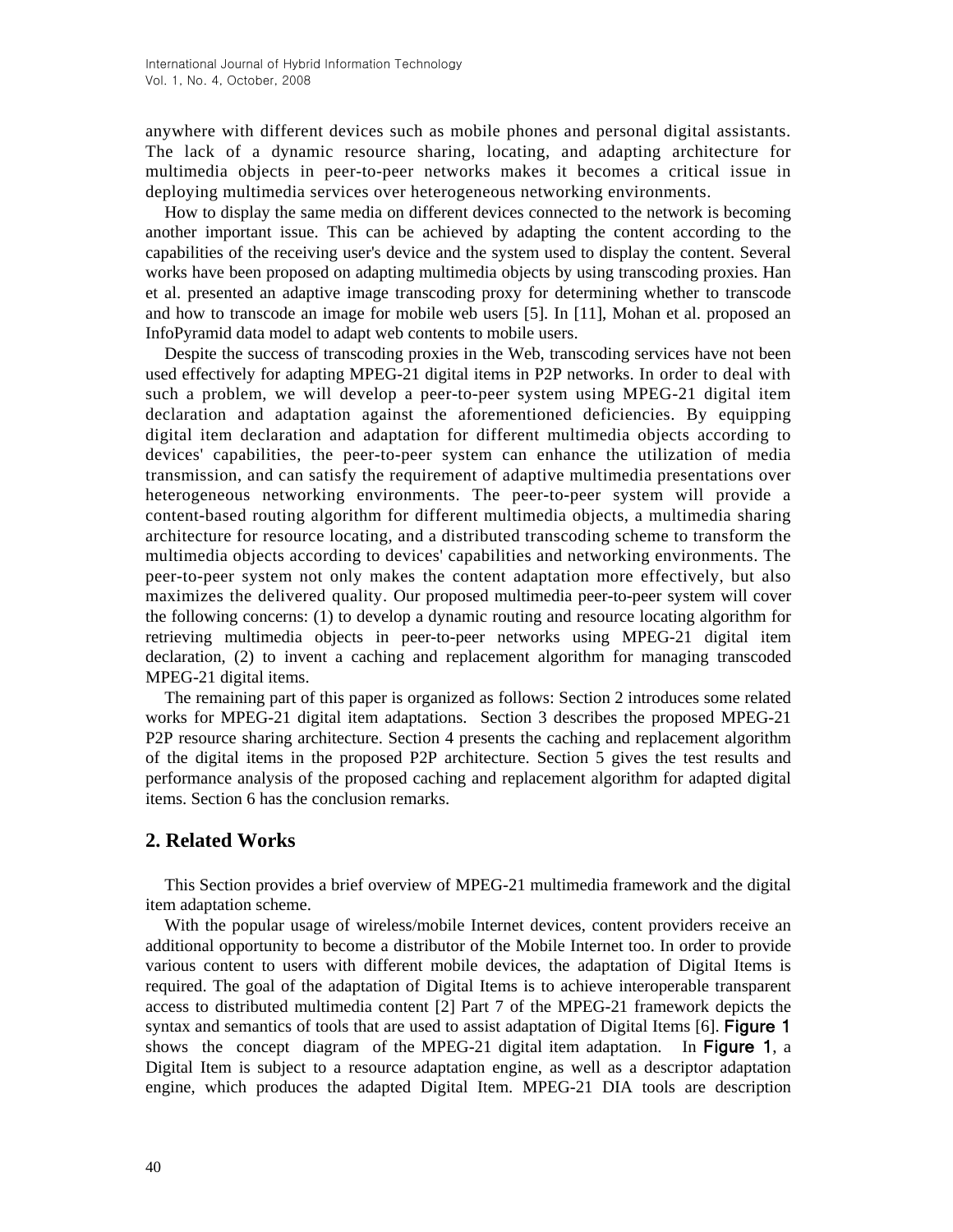anywhere with different devices such as mobile phones and personal digital assistants. The lack of a dynamic resource sharing, locating, and adapting architecture for multimedia objects in peer-to-peer networks makes it becomes a critical issue in deploying multimedia services over heterogeneous networking environments.

How to display the same media on different devices connected to the network is becoming another important issue. This can be achieved by adapting the content according to the capabilities of the receiving user's device and the system used to display the content. Several works have been proposed on adapting multimedia objects by using transcoding proxies. Han et al. presented an adaptive image transcoding proxy for determining whether to transcode and how to transcode an image for mobile web users [5]. In [11], Mohan et al. proposed an InfoPyramid data model to adapt web contents to mobile users.

Despite the success of transcoding proxies in the Web, transcoding services have not been used effectively for adapting MPEG-21 digital items in P2P networks. In order to deal with such a problem, we will develop a peer-to-peer system using MPEG-21 digital item declaration and adaptation against the aforementioned deficiencies. By equipping digital item declaration and adaptation for different multimedia objects according to devices' capabilities, the peer-to-peer system can enhance the utilization of media transmission, and can satisfy the requirement of adaptive multimedia presentations over heterogeneous networking environments. The peer-to-peer system will provide a content-based routing algorithm for different multimedia objects, a multimedia sharing architecture for resource locating, and a distributed transcoding scheme to transform the multimedia objects according to devices' capabilities and networking environments. The peer-to-peer system not only makes the content adaptation more effectively, but also maximizes the delivered quality. Our proposed multimedia peer-to-peer system will cover the following concerns: (1) to develop a dynamic routing and resource locating algorithm for retrieving multimedia objects in peer-to-peer networks using MPEG-21 digital item declaration, (2) to invent a caching and replacement algorithm for managing transcoded MPEG-21 digital items.

The remaining part of this paper is organized as follows: Section 2 introduces some related works for MPEG-21 digital item adaptations. Section 3 describes the proposed MPEG-21 P2P resource sharing architecture. Section 4 presents the caching and replacement algorithm of the digital items in the proposed P2P architecture. Section 5 gives the test results and performance analysis of the proposed caching and replacement algorithm for adapted digital items. Section 6 has the conclusion remarks.

## 2. Related Works

This Section provides a brief overview of MPEG-21 multimedia framework and the digital item adaptation scheme.

With the popular usage of wireless/mobile Internet devices, content providers receive an additional opportunity to become a distributor of the Mobile Internet too. In order to provide various content to users with different mobile devices, the adaptation of Digital Items is required. The goal of the adaptation of Digital Items is to achieve interoperable transparent access to distributed multimedia content [2] Part 7 of the MPEG-21 framework depicts the syntax and semantics of tools that are used to assist adaptation of Digital Items [6]. Figure 1 shows the concept diagram of the MPEG-21 digital item adaptation. In Figure 1, a Digital Item is subject to a resource adaptation engine, as well as a descriptor adaptation engine, which produces the adapted Digital Item. MPEG-21 DIA tools are description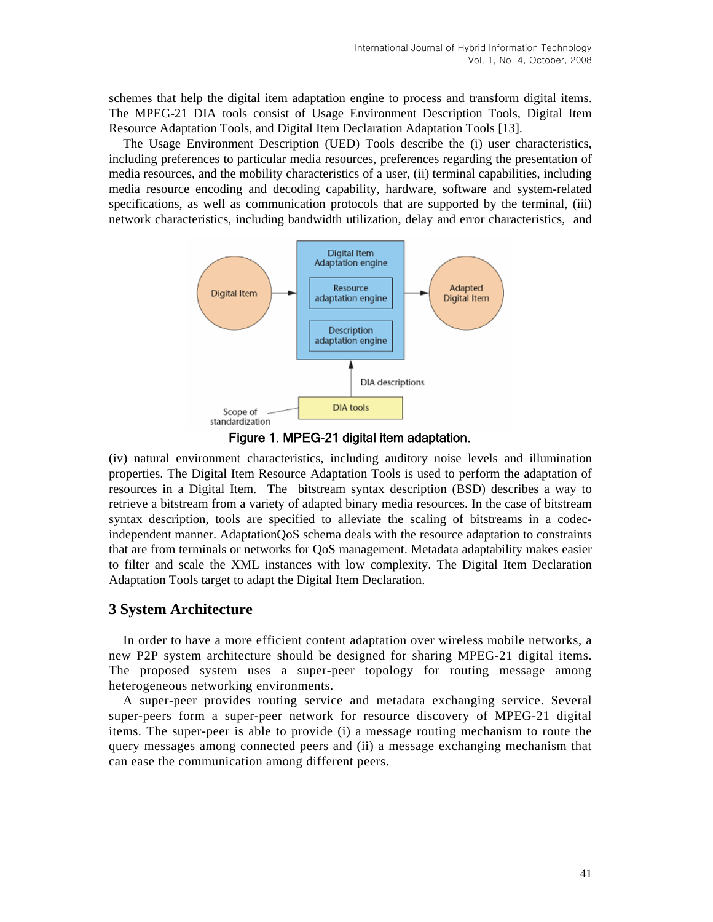schemes that help the digital item adaptation engine to process and transform digital items. The MPEG-21 DIA tools consist of Usage Environment Description Tools, Digital Item Resource Adaptation Tools, and Digital Item Declaration Adaptation Tools [13].

The Usage Environment Description (UED) Tools describe the (i) user characteristics, including preferences to particular media resources, preferences regarding the presentation of media resources, and the mobility characteristics of a user, (ii) terminal capabilities, including media resource encoding and decoding capability, hardware, software and system-related specifications, as well as communication protocols that are supported by the terminal, (iii) network characteristics, including bandwidth utilization, delay and error characteristics, and

Figure 1. MPEG-21 digital item adaptation.

(iv) natural environment characteristics, including auditory noise levels and illumination properties. The Digital Item Resource Adaptation Tools is used to perform the adaptation of resources in a Digital Item. The bitstream syntax description (BSD) describes a way to retrieve a bitstream from a variety of adapted binary media resources. In the case of bitstream syntax description, tools are specified to alleviate the scaling of bitstreams in a codec-independent manner. AdaptationQoS schema deals with the resource adaptation to constraints that are from terminals or networks for QoS management. Metadata adaptability makes easier to filter and scale the XML instances with low complexity. The Digital Item Declaration Adaptation Tools target to adapt the Digital Item Declaration.

## 3 System Architecture

In order to have a more efficient content adaptation over wireless mobile networks, a new P2P system architecture should be designed for sharing MPEG-21 digital items. The proposed system uses a super-peer topology for routing message among heterogeneous networking environments.

A super-peer provides routing service and metadata exchanging service. Several super-peers form a super-peer network for resource discovery of MPEG-21 digital items. The super-peer is able to provide (i) a message routing mechanism to route the query messages among connected peers and (ii) a message exchanging mechanism that can ease the communication among different peers.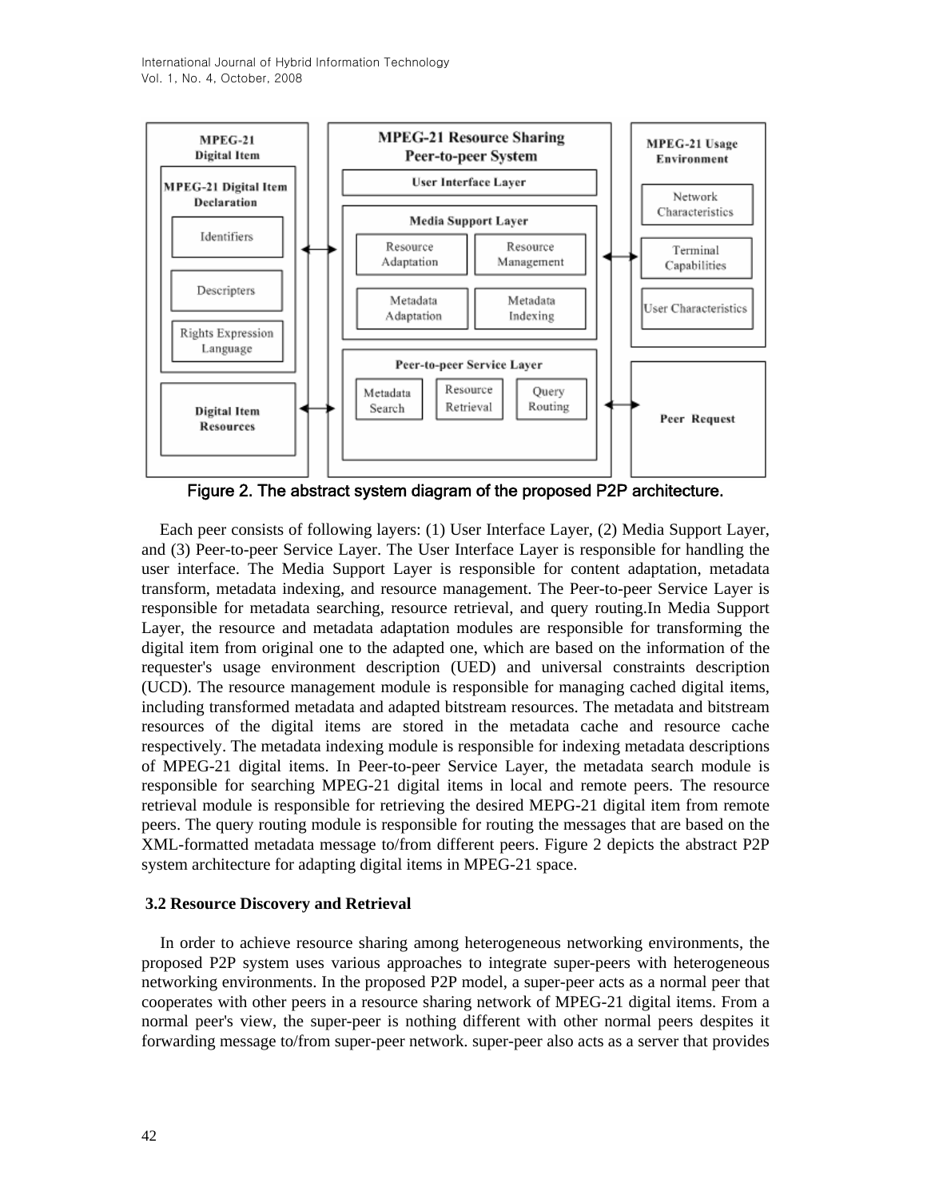Figure 2. The abstract system diagram of the proposed P2P architecture.

Each peer consists of following layers: (1) User Interface Layer, (2) Media Support Layer, and (3) Peer-to-peer Service Layer. The User Interface Layer is responsible for handling the user interface. The Media Support Layer is responsible for content adaptation, metadata transform, metadata indexing, and resource management. The Peer-to-peer Service Layer is responsible for metadata searching, resource retrieval, and query routing.In Media Support Layer, the resource and metadata adaptation modules are responsible for transforming the digital item from original one to the adapted one, which are based on the information of the requester's usage environment description (UED) and universal constraints description (UCD). The resource management module is responsible for managing cached digital items, including transformed metadata and adapted bitstream resources. The metadata and bitstream resources of the digital items are stored in the metadata cache and resource cache respectively. The metadata indexing module is responsible for indexing metadata descriptions of MPEG-21 digital items. In Peer-to-peer Service Layer, the metadata search module is responsible for searching MPEG-21 digital items in local and remote peers. The resource retrieval module is responsible for retrieving the desired MEPG-21 digital item from remote peers. The query routing module is responsible for routing the messages that are based on the XML-formatted metadata message to/from different peers. Figure 2 depicts the abstract P2P system architecture for adapting digital items in MPEG-21 space.

### 3.2 Resource Discovery and Retrieval

In order to achieve resource sharing among heterogeneous networking environments, the proposed P2P system uses various approaches to integrate super-peers with heterogeneous networking environments. In the proposed P2P model, a super-peer acts as a normal peer that cooperates with other peers in a resource sharing network of MPEG-21 digital items. From a normal peer's view, the super-peer is nothing different with other normal peers despites it forwarding message to/from super-peer network. super-peer also acts as a server that provides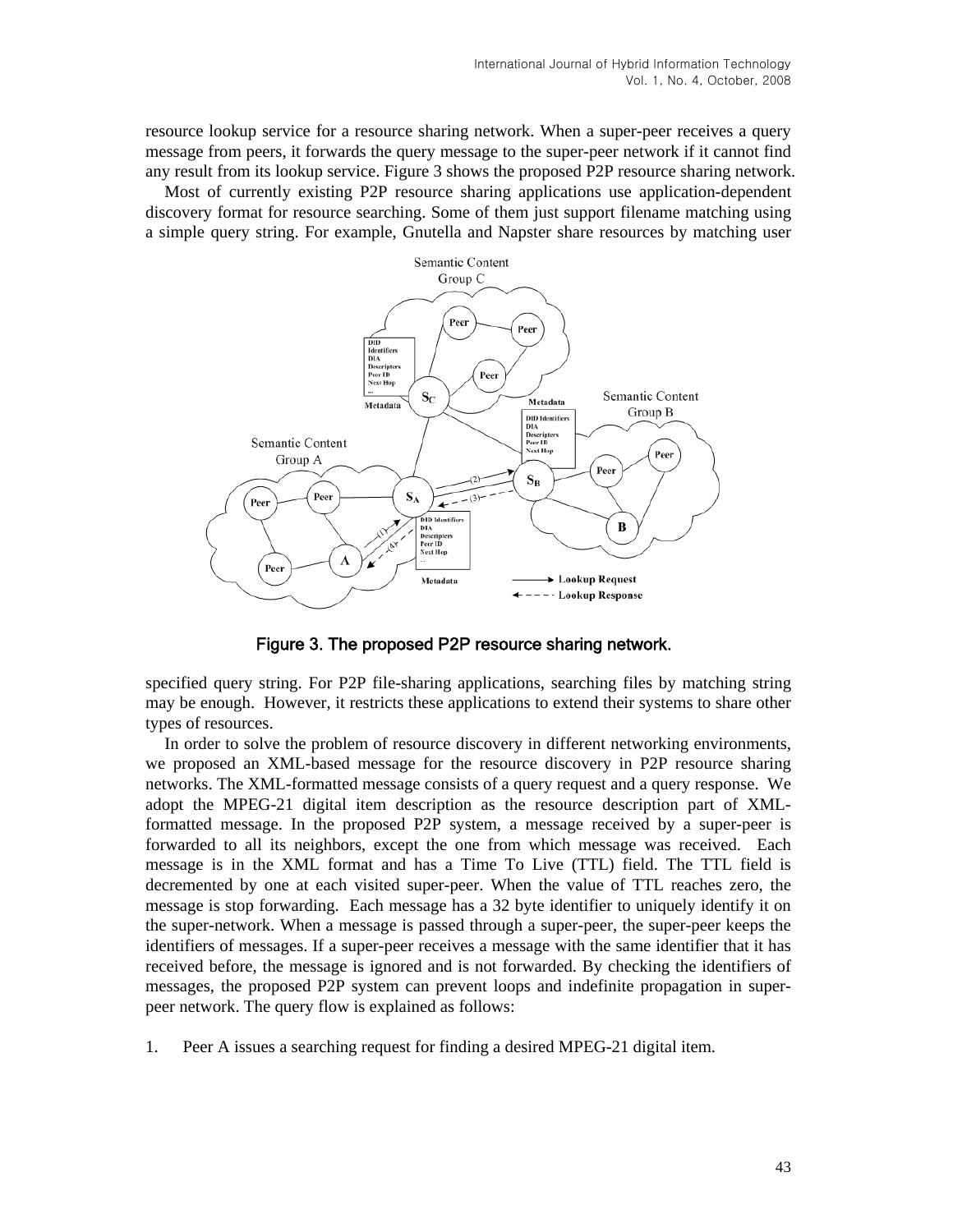resource lookup service for a resource sharing network. When a super-peer receives a query message from peers, it forwards the query message to the super-peer network if it cannot find any result from its lookup service. Figure 3 shows the proposed P2P resource sharing network.

Most of currently existing P2P resource sharing applications use application-dependent discovery format for resource searching. Some of them just support filename matching using a simple query string. For example, Gnutella and Napster share resources by matching user specified query string. For P2P file-sharing applications, searching files by matching string may be enough. However, it restricts these applications to extend their systems to share other types of resources.

**Figure 3. The proposed P2P resource sharing network.**

In order to solve the problem of resource discovery in different networking environments, we proposed an XML-based message for the resource discovery in P2P resource sharing networks. The XML-formatted message consists of a query request and a query response. We adopt the MPEG-21 digital item description as the resource description part of XML-formatted message. In the proposed P2P system, a message received by a super-peer is forwarded to all its neighbors, except the one from which message was received. Each message is in the XML format and has a Time To Live (TTL) field. The TTL field is decremented by one at each visited super-peer. When the value of TTL reaches zero, the message is stop forwarding. Each message has a 32 byte identifier to uniquely identify it on the super-network. When a message is passed through a super-peer, the super-peer keeps the identifiers of messages. If a super-peer receives a message with the same identifier that it has received before, the message is ignored and is not forwarded. By checking the identifiers of messages, the proposed P2P system can prevent loops and indefinite propagation in super-peer network. The query flow is explained as follows:

1. Peer A issues a searching request for finding a desired MPEG-21 digital item.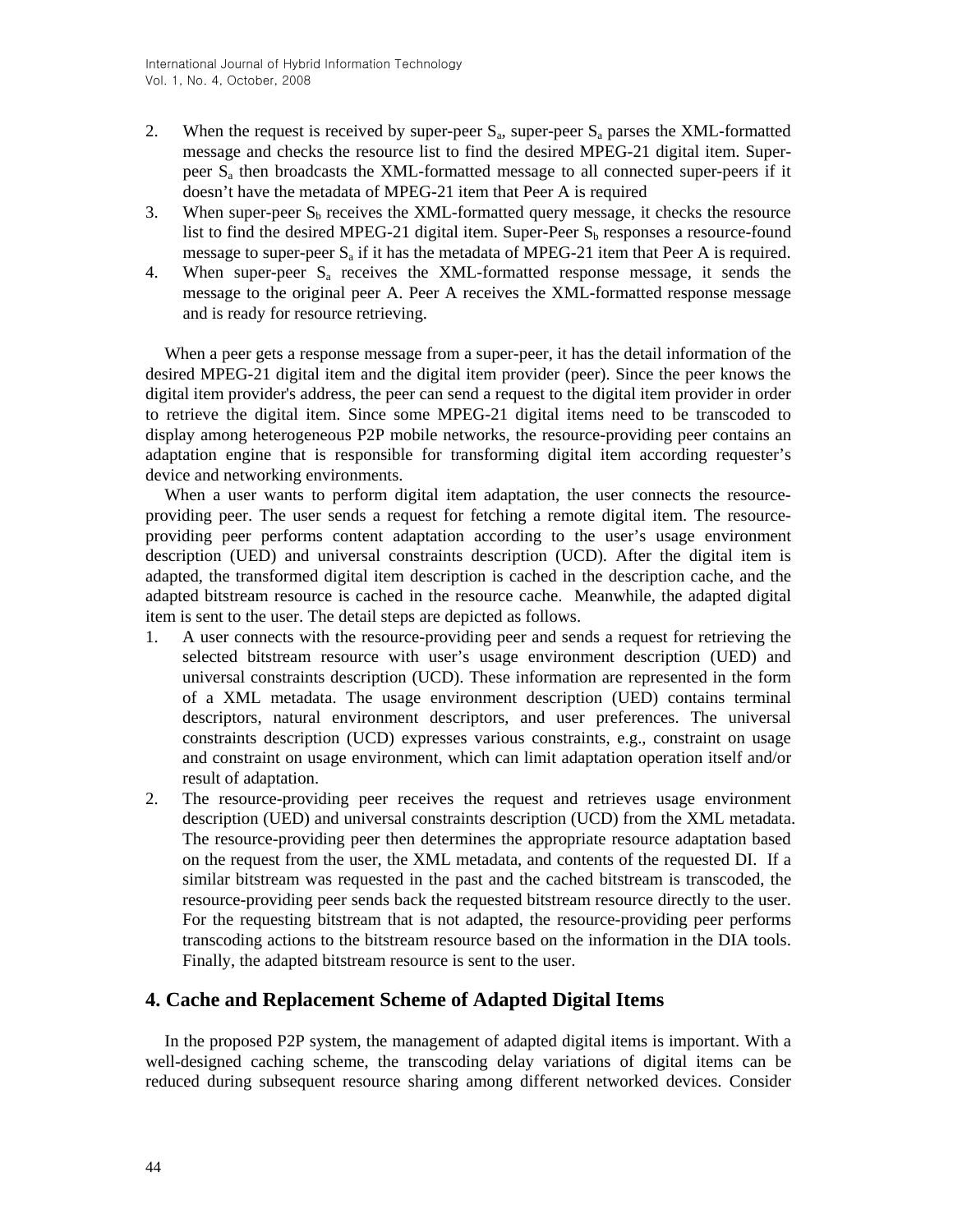2. When the request is received by super-peer $S_a$, super-peer $S_a$ parses the XML-formatted message and checks the resource list to find the desired MPEG-21 digital item. Super-peer $S_a$ then broadcasts the XML-formatted message to all connected super-peers if it doesn't have the metadata of MPEG-21 item that Peer A is required
3. When super-peer $S_b$ receives the XML-formatted query message, it checks the resource list to find the desired MPEG-21 digital item. Super-Peer $S_b$ responses a resource-found message to super-peer $S_a$ if it has the metadata of MPEG-21 item that Peer A is required.
4. When super-peer $S_a$ receives the XML-formatted response message, it sends the message to the original peer A. Peer A receives the XML-formatted response message and is ready for resource retrieving.

When a peer gets a response message from a super-peer, it has the detail information of the desired MPEG-21 digital item and the digital item provider (peer). Since the peer knows the digital item provider's address, the peer can send a request to the digital item provider in order to retrieve the digital item. Since some MPEG-21 digital items need to be transcoded to display among heterogeneous P2P mobile networks, the resource-providing peer contains an adaptation engine that is responsible for transforming digital item according requester's device and networking environments.

When a user wants to perform digital item adaptation, the user connects the resource-providing peer. The user sends a request for fetching a remote digital item. The resource-providing peer performs content adaptation according to the user's usage environment description (UED) and universal constraints description (UCD). After the digital item is adapted, the transformed digital item description is cached in the description cache, and the adapted bitstream resource is cached in the resource cache. Meanwhile, the adapted digital item is sent to the user. The detail steps are depicted as follows.

1. A user connects with the resource-providing peer and sends a request for retrieving the selected bitstream resource with user's usage environment description (UED) and universal constraints description (UCD). These information are represented in the form of a XML metadata. The usage environment description (UED) contains terminal descriptors, natural environment descriptors, and user preferences. The universal constraints description (UCD) expresses various constraints, e.g., constraint on usage and constraint on usage environment, which can limit adaptation operation itself and/or result of adaptation.
2. The resource-providing peer receives the request and retrieves usage environment description (UED) and universal constraints description (UCD) from the XML metadata. The resource-providing peer then determines the appropriate resource adaptation based on the request from the user, the XML metadata, and contents of the requested DI. If a similar bitstream was requested in the past and the cached bitstream is transcoded, the resource-providing peer sends back the requested bitstream resource directly to the user. For the requesting bitstream that is not adapted, the resource-providing peer performs transcoding actions to the bitstream resource based on the information in the DIA tools. Finally, the adapted bitstream resource is sent to the user.

## 4. Cache and Replacement Scheme of Adapted Digital Items

In the proposed P2P system, the management of adapted digital items is important. With a well-designed caching scheme, the transcoding delay variations of digital items can be reduced during subsequent resource sharing among different networked devices. Consider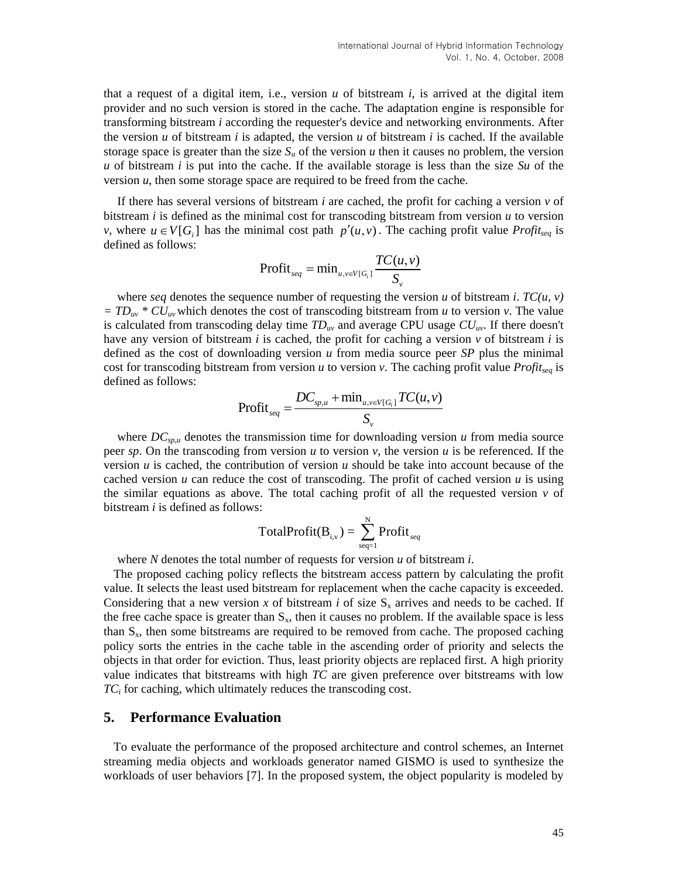that a request of a digital item, i.e., version *u* of bitstream *i*, is arrived at the digital item provider and no such version is stored in the cache. The adaptation engine is responsible for transforming bitstream *i* according the requester's device and networking environments. After the version *u* of bitstream *i* is adapted, the version *u* of bitstream *i* is cached. If the available storage space is greater than the size $S_u$ of the version *u* then it causes no problem, the version *u* of bitstream *i* is put into the cache. If the available storage is less than the size *Su* of the version *u*, then some storage space are required to be freed from the cache.

If there has several versions of bitstream *i* are cached, the profit for caching a version *v* of bitstream *i* is defined as the minimal cost for transcoding bitstream from version *u* to version *v*, where $u \in V[G_i]$ has the minimal cost path $p'(u,v)$. The caching profit value $Profit_{seq}$ is defined as follows:

$$\text{Profit}_{seq} = \min_{u,v \in V[G_i]} \frac{TC(u,v)}{S_v}$$

where *seq* denotes the sequence number of requesting the version *u* of bitstream *i*. $TC(u, v) = TD_{uv} * CU_{uv}$ which denotes the cost of transcoding bitstream from *u* to version *v*. The value is calculated from transcoding delay time $TD_{uv}$ and average CPU usage $CU_{uv}$. If there doesn't have any version of bitstream *i* is cached, the profit for caching a version *v* of bitstream *i* is defined as the cost of downloading version *u* from media source peer *SP* plus the minimal cost for transcoding bitstream from version *u* to version *v*. The caching profit value $Profit_{seq}$ is defined as follows:

$$\text{Profit}_{seq} = \frac{DC_{sp,u} + \min_{u,v \in V[G_i]} TC(u,v)}{S_v}$$

where $DC_{sp,u}$ denotes the transmission time for downloading version *u* from media source peer *sp*. On the transcoding from version *u* to version *v*, the version *u* is be referenced. If the version *u* is cached, the contribution of version *u* should be take into account because of the cached version *u* can reduce the cost of transcoding. The profit of cached version *u* is using the similar equations as above. The total caching profit of all the requested version *v* of bitstream *i* is defined as follows:

$$\text{TotalProfit}(B_{i,v}) = \sum_{seq=1}^{N} \text{Profit}_{seq}$$

where *N* denotes the total number of requests for version *u* of bitstream *i*.

The proposed caching policy reflects the bitstream access pattern by calculating the profit value. It selects the least used bitstream for replacement when the cache capacity is exceeded. Considering that a new version *x* of bitstream *i* of size $S_x$ arrives and needs to be cached. If the free cache space is greater than $S_x$, then it causes no problem. If the available space is less than $S_x$, then some bitstreams are required to be removed from cache. The proposed caching policy sorts the entries in the cache table in the ascending order of priority and selects the objects in that order for eviction. Thus, least priority objects are replaced first. A high priority value indicates that bitstreams with high *TC* are given preference over bitstreams with low $TC_i$ for caching, which ultimately reduces the transcoding cost.

## 5. Performance Evaluation

To evaluate the performance of the proposed architecture and control schemes, an Internet streaming media objects and workloads generator named GISMO is used to synthesize the workloads of user behaviors [7]. In the proposed system, the object popularity is modeled by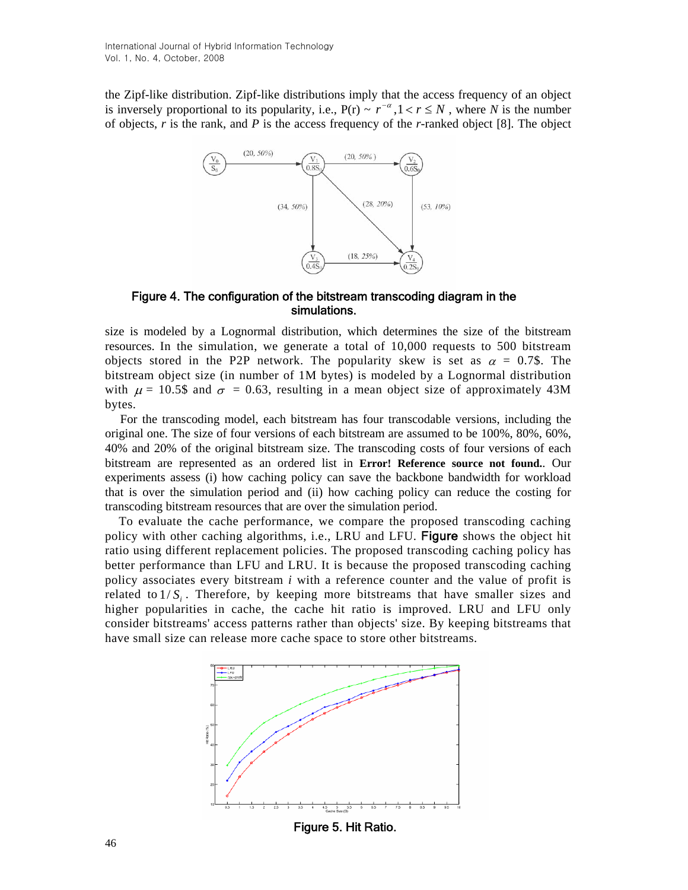the Zipf-like distribution. Zipf-like distributions imply that the access frequency of an object is inversely proportional to its popularity, i.e., $P(r) \sim r^{-\alpha}, 1 < r \leq N$, where $N$ is the number of objects, $r$ is the rank, and $P$ is the access frequency of the $r$-ranked object [8]. The object

Figure 4. The configuration of the bitstream transcoding diagram in the simulations.

size is modeled by a Lognormal distribution, which determines the size of the bitstream resources. In the simulation, we generate a total of 10,000 requests to 500 bitstream objects stored in the P2P network. The popularity skew is set as $\alpha$ = 0.7$. The bitstream object size (in number of 1M bytes) is modeled by a Lognormal distribution with $\mu$ = 10.5$ and $\sigma$ = 0.63, resulting in a mean object size of approximately 43M bytes.

For the transcoding model, each bitstream has four transcodable versions, including the original one. The size of four versions of each bitstream are assumed to be 100%, 80%, 60%, 40% and 20% of the original bitstream size. The transcoding costs of four versions of each bitstream are represented as an ordered list in **Error! Reference source not found.**. Our experiments assess (i) how caching policy can save the backbone bandwidth for workload that is over the simulation period and (ii) how caching policy can reduce the costing for transcoding bitstream resources that are over the simulation period.

To evaluate the cache performance, we compare the proposed transcoding caching policy with other caching algorithms, i.e., LRU and LFU. **Figure** shows the object hit ratio using different replacement policies. The proposed transcoding caching policy has better performance than LFU and LRU. It is because the proposed transcoding caching policy associates every bitstream $i$ with a reference counter and the value of profit is related to $1/S_i$. Therefore, by keeping more bitstreams that have smaller sizes and higher popularities in cache, the cache hit ratio is improved. LRU and LFU only consider bitstreams' access patterns rather than objects' size. By keeping bitstreams that have small size can release more cache space to store other bitstreams.

Figure 5. Hit Ratio.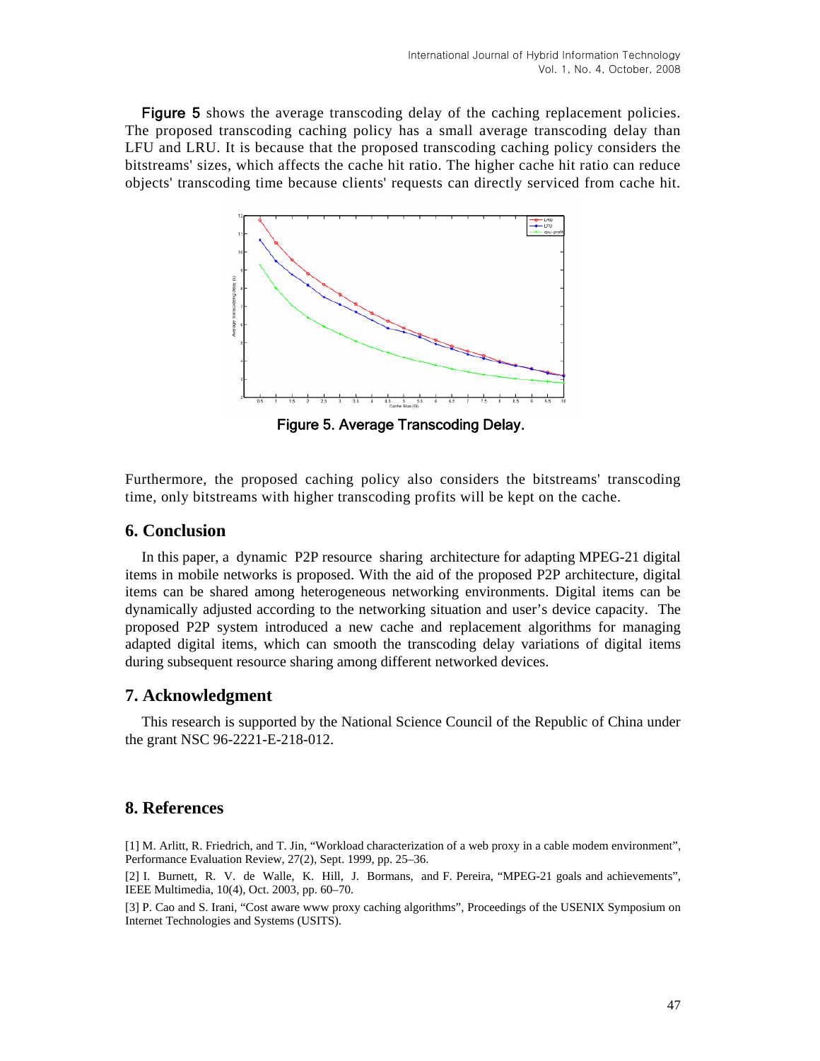**Figure 5** shows the average transcoding delay of the caching replacement policies. The proposed transcoding caching policy has a small average transcoding delay than LFU and LRU. It is because that the proposed transcoding caching policy considers the bitstreams' sizes, which affects the cache hit ratio. The higher cache hit ratio can reduce objects' transcoding time because clients' requests can directly serviced from cache hit.

**Figure 5. Average Transcoding Delay.**

Furthermore, the proposed caching policy also considers the bitstreams' transcoding time, only bitstreams with higher transcoding profits will be kept on the cache.

## 6. Conclusion

In this paper, a dynamic P2P resource sharing architecture for adapting MPEG-21 digital items in mobile networks is proposed. With the aid of the proposed P2P architecture, digital items can be shared among heterogeneous networking environments. Digital items can be dynamically adjusted according to the networking situation and user's device capacity. The proposed P2P system introduced a new cache and replacement algorithms for managing adapted digital items, which can smooth the transcoding delay variations of digital items during subsequent resource sharing among different networked devices.

## 7. Acknowledgment

This research is supported by the National Science Council of the Republic of China under the grant NSC 96-2221-E-218-012.

## 8. References

[1] M. Arlitt, R. Friedrich, and T. Jin, "Workload characterization of a web proxy in a cable modem environment", Performance Evaluation Review, 27(2), Sept. 1999, pp. 25–36.

[2] I. Burnett, R. V. de Walle, K. Hill, J. Bormans, and F. Pereira, "MPEG-21 goals and achievements", IEEE Multimedia, 10(4), Oct. 2003, pp. 60–70.

[3] P. Cao and S. Irani, "Cost aware www proxy caching algorithms", Proceedings of the USENIX Symposium on Internet Technologies and Systems (USITS).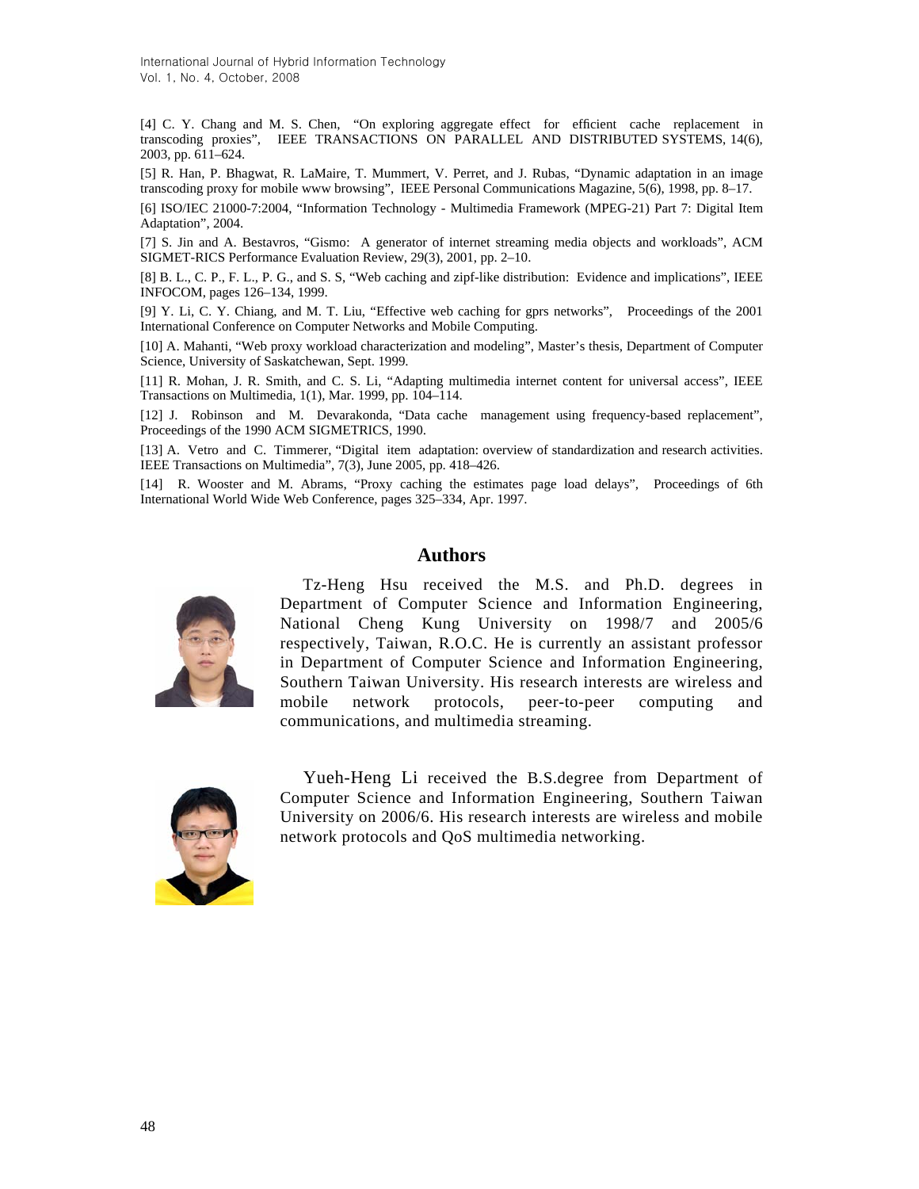[4] C. Y. Chang and M. S. Chen, "On exploring aggregate effect for efficient cache replacement in transcoding proxies", IEEE TRANSACTIONS ON PARALLEL AND DISTRIBUTED SYSTEMS, 14(6), 2003, pp. 611–624.

[5] R. Han, P. Bhagwat, R. LaMaire, T. Mummert, V. Perret, and J. Rubas, "Dynamic adaptation in an image transcoding proxy for mobile www browsing", IEEE Personal Communications Magazine, 5(6), 1998, pp. 8–17.

[6] ISO/IEC 21000-7:2004, "Information Technology - Multimedia Framework (MPEG-21) Part 7: Digital Item Adaptation", 2004.

[7] S. Jin and A. Bestavros, "Gismo: A generator of internet streaming media objects and workloads", ACM SIGMET-RICS Performance Evaluation Review, 29(3), 2001, pp. 2–10.

[8] B. L., C. P., F. L., P. G., and S. S, "Web caching and zipf-like distribution: Evidence and implications", IEEE INFOCOM, pages 126–134, 1999.

[9] Y. Li, C. Y. Chiang, and M. T. Liu, "Effective web caching for gprs networks", Proceedings of the 2001 International Conference on Computer Networks and Mobile Computing.

[10] A. Mahanti, "Web proxy workload characterization and modeling", Master's thesis, Department of Computer Science, University of Saskatchewan, Sept. 1999.

[11] R. Mohan, J. R. Smith, and C. S. Li, "Adapting multimedia internet content for universal access", IEEE Transactions on Multimedia, 1(1), Mar. 1999, pp. 104–114.

[12] J. Robinson and M. Devarakonda, "Data cache management using frequency-based replacement", Proceedings of the 1990 ACM SIGMETRICS, 1990.

[13] A. Vetro and C. Timmerer, "Digital item adaptation: overview of standardization and research activities. IEEE Transactions on Multimedia", 7(3), June 2005, pp. 418–426.

[14] R. Wooster and M. Abrams, "Proxy caching the estimates page load delays", Proceedings of 6th International World Wide Web Conference, pages 325–334, Apr. 1997.

## Authors

Tz-Heng Hsu received the M.S. and Ph.D. degrees in Department of Computer Science and Information Engineering, National Cheng Kung University on 1998/7 and 2005/6 respectively, Taiwan, R.O.C. He is currently an assistant professor in Department of Computer Science and Information Engineering, Southern Taiwan University. His research interests are wireless and mobile network protocols, peer-to-peer computing and communications, and multimedia streaming.

Yueh-Heng Li received the B.S.degree from Department of Computer Science and Information Engineering, Southern Taiwan University on 2006/6. His research interests are wireless and mobile network protocols and QoS multimedia networking.